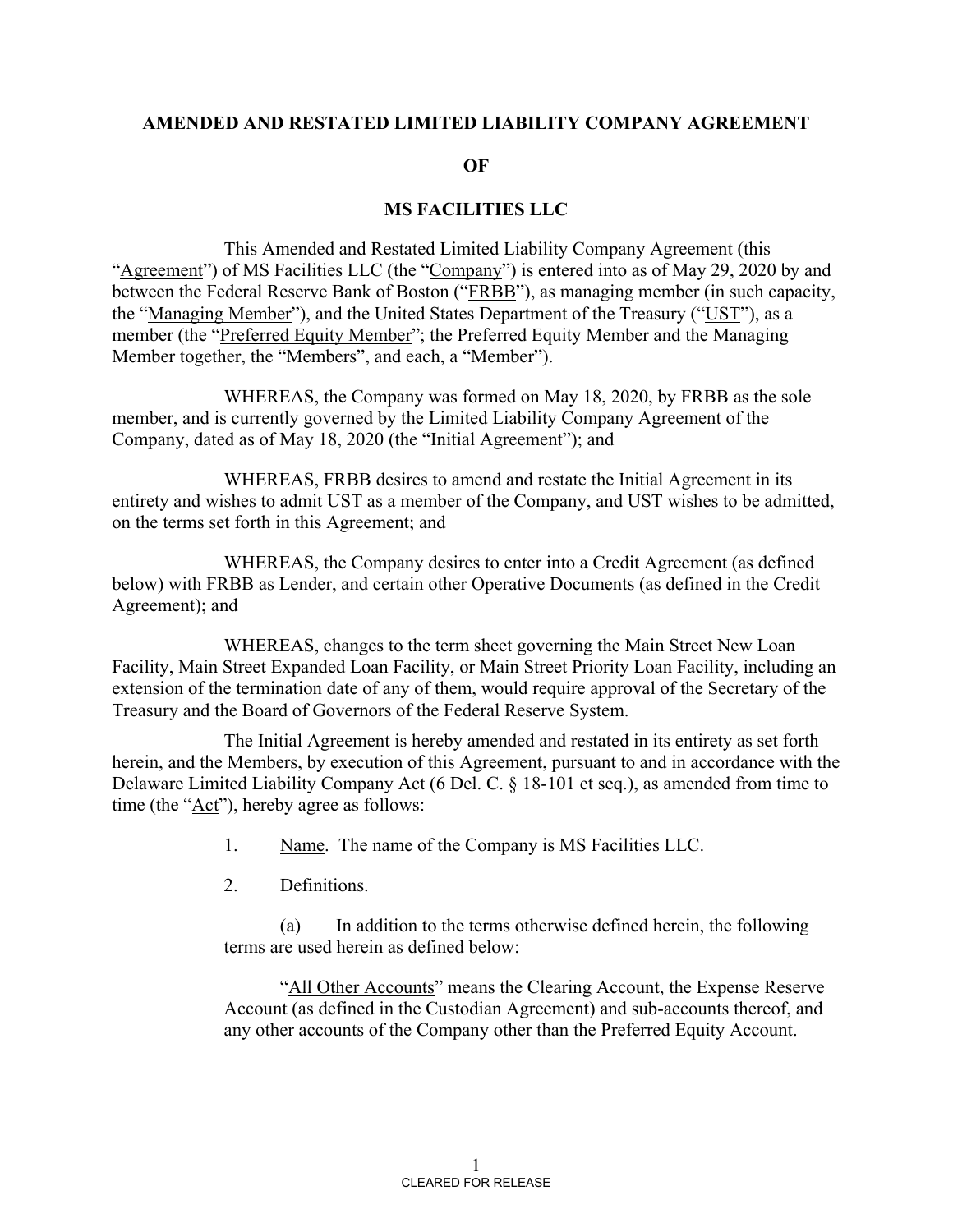**AMENDED AND RESTATED LIMITED LIABILITY COMPANY AGREEMENT**

**OF**

**MS FACILITIES LLC**

This Amended and Restated Limited Liability Company Agreement (this "Agreement") of MS Facilities LLC (the "Company") is entered into as of May 29, 2020 by and between the Federal Reserve Bank of Boston ("FRBB"), as managing member (in such capacity, the "Managing Member"), and the United States Department of the Treasury ("UST"), as a member (the "Preferred Equity Member"; the Preferred Equity Member and the Managing Member together, the "Members", and each, a "Member").

WHEREAS, the Company was formed on May 18, 2020, by FRBB as the sole member, and is currently governed by the Limited Liability Company Agreement of the Company, dated as of May 18, 2020 (the "Initial Agreement"); and

WHEREAS, FRBB desires to amend and restate the Initial Agreement in its entirety and wishes to admit UST as a member of the Company, and UST wishes to be admitted, on the terms set forth in this Agreement; and

WHEREAS, the Company desires to enter into a Credit Agreement (as defined below) with FRBB as Lender, and certain other Operative Documents (as defined in the Credit Agreement); and

WHEREAS, changes to the term sheet governing the Main Street New Loan Facility, Main Street Expanded Loan Facility, or Main Street Priority Loan Facility, including an extension of the termination date of any of them, would require approval of the Secretary of the Treasury and the Board of Governors of the Federal Reserve System.

The Initial Agreement is hereby amended and restated in its entirety as set forth herein, and the Members, by execution of this Agreement, pursuant to and in accordance with the Delaware Limited Liability Company Act (6 Del. C. § 18-101 et seq.), as amended from time to time (the "Act"), hereby agree as follows:

1. Name. The name of the Company is MS Facilities LLC.

2. Definitions.

(a) In addition to the terms otherwise defined herein, the following terms are used herein as defined below:

"All Other Accounts" means the Clearing Account, the Expense Reserve Account (as defined in the Custodian Agreement) and sub-accounts thereof, and any other accounts of the Company other than the Preferred Equity Account.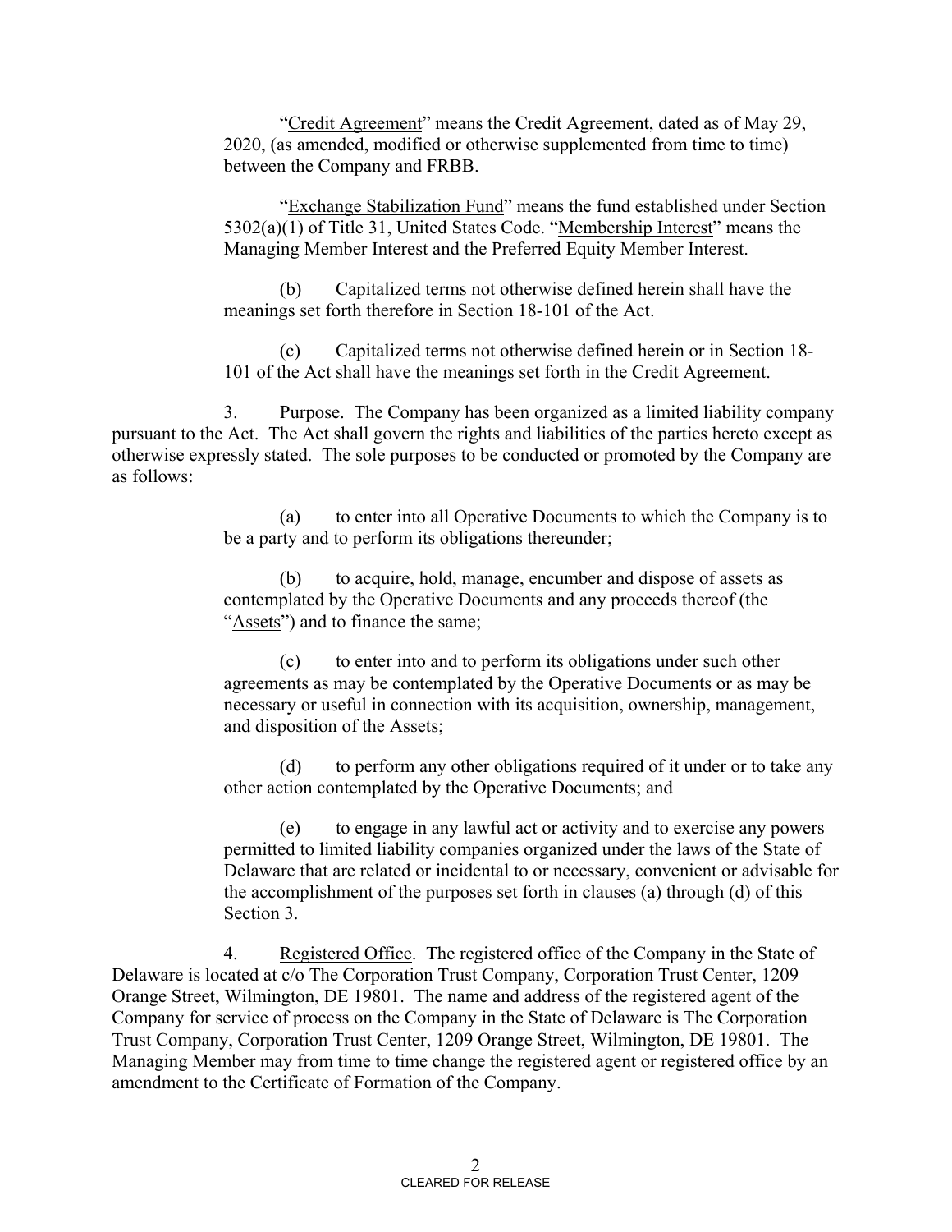"<u>Credit Agreement</u>" means the Credit Agreement, dated as of May 29, 2020, (as amended, modified or otherwise supplemented from time to time) between the Company and FRBB.

"<u>Exchange Stabilization Fund</u>" means the fund established under Section 5302(a)(1) of Title 31, United States Code. "<u>Membership Interest</u>" means the Managing Member Interest and the Preferred Equity Member Interest.

(b) Capitalized terms not otherwise defined herein shall have the meanings set forth therefore in Section 18-101 of the Act.

(c) Capitalized terms not otherwise defined herein or in Section 18-101 of the Act shall have the meanings set forth in the Credit Agreement.

3. <u>Purpose</u>. The Company has been organized as a limited liability company pursuant to the Act. The Act shall govern the rights and liabilities of the parties hereto except as otherwise expressly stated. The sole purposes to be conducted or promoted by the Company are as follows:

(a) to enter into all Operative Documents to which the Company is to be a party and to perform its obligations thereunder;

(b) to acquire, hold, manage, encumber and dispose of assets as contemplated by the Operative Documents and any proceeds thereof (the "<u>Assets</u>") and to finance the same;

(c) to enter into and to perform its obligations under such other agreements as may be contemplated by the Operative Documents or as may be necessary or useful in connection with its acquisition, ownership, management, and disposition of the Assets;

(d) to perform any other obligations required of it under or to take any other action contemplated by the Operative Documents; and

(e) to engage in any lawful act or activity and to exercise any powers permitted to limited liability companies organized under the laws of the State of Delaware that are related or incidental to or necessary, convenient or advisable for the accomplishment of the purposes set forth in clauses (a) through (d) of this Section 3.

4. <u>Registered Office</u>. The registered office of the Company in the State of Delaware is located at c/o The Corporation Trust Company, Corporation Trust Center, 1209 Orange Street, Wilmington, DE 19801. The name and address of the registered agent of the Company for service of process on the Company in the State of Delaware is The Corporation Trust Company, Corporation Trust Center, 1209 Orange Street, Wilmington, DE 19801. The Managing Member may from time to time change the registered agent or registered office by an amendment to the Certificate of Formation of the Company.

CLEARED FOR RELEASE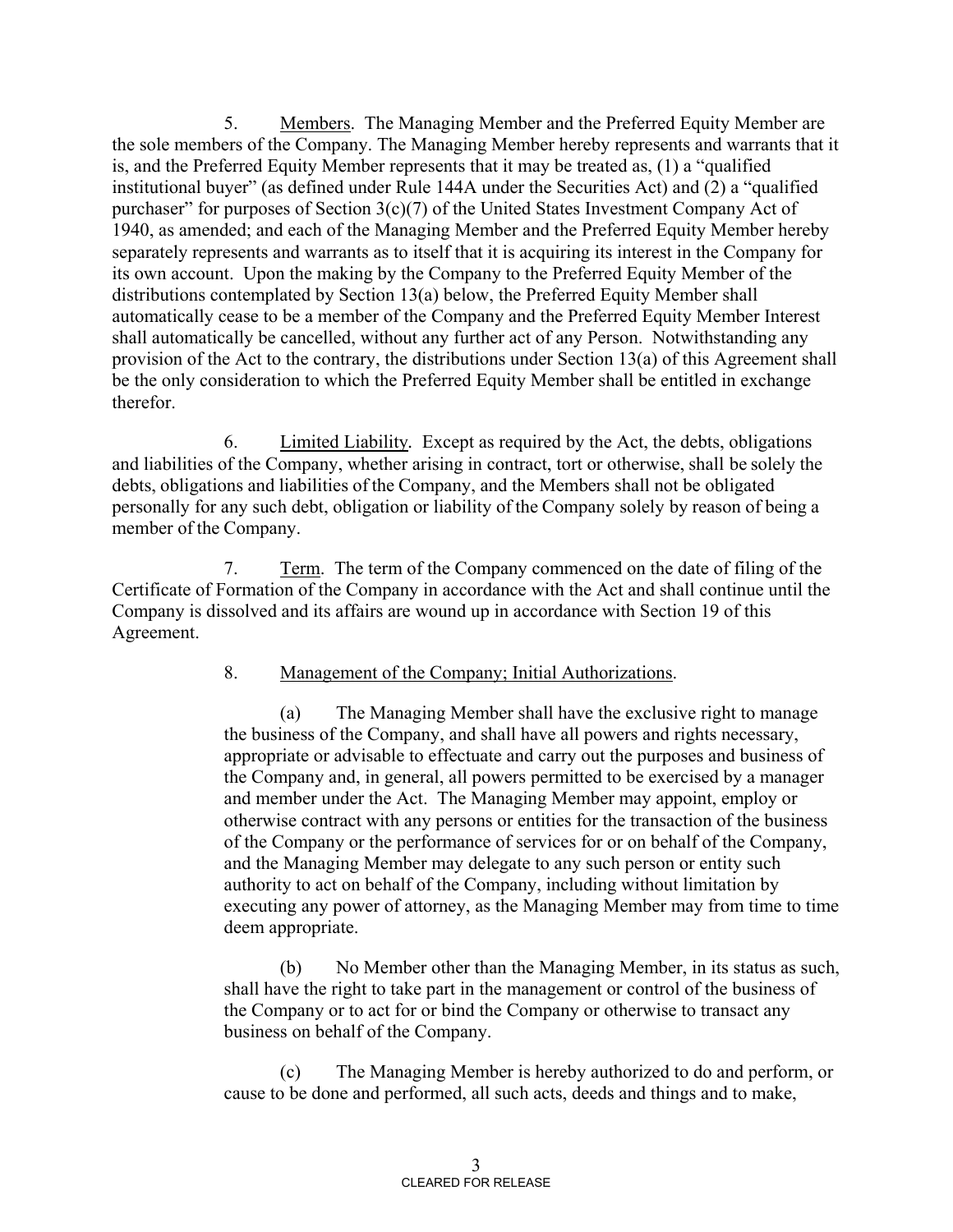5. Members. The Managing Member and the Preferred Equity Member are the sole members of the Company. The Managing Member hereby represents and warrants that it is, and the Preferred Equity Member represents that it may be treated as, (1) a "qualified institutional buyer" (as defined under Rule 144A under the Securities Act) and (2) a "qualified purchaser" for purposes of Section 3(c)(7) of the United States Investment Company Act of 1940, as amended; and each of the Managing Member and the Preferred Equity Member hereby separately represents and warrants as to itself that it is acquiring its interest in the Company for its own account. Upon the making by the Company to the Preferred Equity Member of the distributions contemplated by Section 13(a) below, the Preferred Equity Member shall automatically cease to be a member of the Company and the Preferred Equity Member Interest shall automatically be cancelled, without any further act of any Person. Notwithstanding any provision of the Act to the contrary, the distributions under Section 13(a) of this Agreement shall be the only consideration to which the Preferred Equity Member shall be entitled in exchange therefor.

6. Limited Liability. Except as required by the Act, the debts, obligations and liabilities of the Company, whether arising in contract, tort or otherwise, shall be solely the debts, obligations and liabilities of the Company, and the Members shall not be obligated personally for any such debt, obligation or liability of the Company solely by reason of being a member of the Company.

7. Term. The term of the Company commenced on the date of filing of the Certificate of Formation of the Company in accordance with the Act and shall continue until the Company is dissolved and its affairs are wound up in accordance with Section 19 of this Agreement.

8. Management of the Company; Initial Authorizations.

(a) The Managing Member shall have the exclusive right to manage the business of the Company, and shall have all powers and rights necessary, appropriate or advisable to effectuate and carry out the purposes and business of the Company and, in general, all powers permitted to be exercised by a manager and member under the Act. The Managing Member may appoint, employ or otherwise contract with any persons or entities for the transaction of the business of the Company or the performance of services for or on behalf of the Company, and the Managing Member may delegate to any such person or entity such authority to act on behalf of the Company, including without limitation by executing any power of attorney, as the Managing Member may from time to time deem appropriate.

(b) No Member other than the Managing Member, in its status as such, shall have the right to take part in the management or control of the business of the Company or to act for or bind the Company or otherwise to transact any business on behalf of the Company.

(c) The Managing Member is hereby authorized to do and perform, or cause to be done and performed, all such acts, deeds and things and to make,

CLEARED FOR RELEASE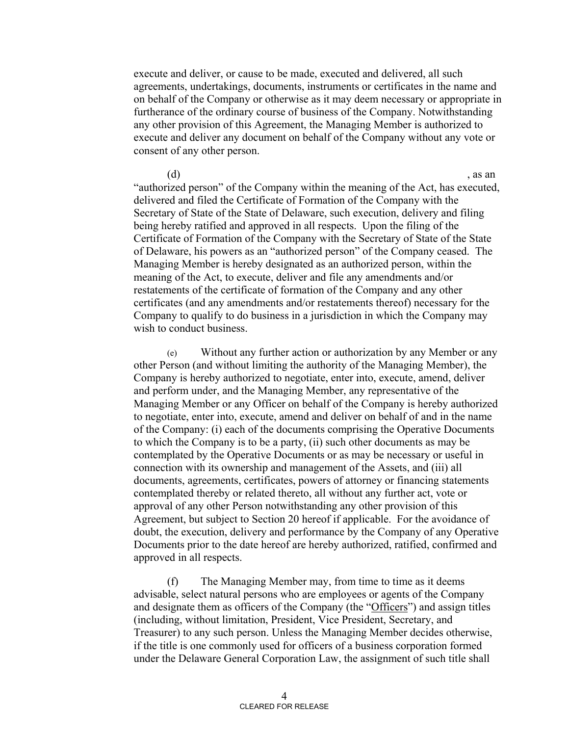execute and deliver, or cause to be made, executed and delivered, all such agreements, undertakings, documents, instruments or certificates in the name and on behalf of the Company or otherwise as it may deem necessary or appropriate in furtherance of the ordinary course of business of the Company. Notwithstanding any other provision of this Agreement, the Managing Member is authorized to execute and deliver any document on behalf of the Company without any vote or consent of any other person.

(d) , as an "authorized person" of the Company within the meaning of the Act, has executed, delivered and filed the Certificate of Formation of the Company with the Secretary of State of the State of Delaware, such execution, delivery and filing being hereby ratified and approved in all respects. Upon the filing of the Certificate of Formation of the Company with the Secretary of State of the State of Delaware, his powers as an "authorized person" of the Company ceased. The Managing Member is hereby designated as an authorized person, within the meaning of the Act, to execute, deliver and file any amendments and/or restatements of the certificate of formation of the Company and any other certificates (and any amendments and/or restatements thereof) necessary for the Company to qualify to do business in a jurisdiction in which the Company may wish to conduct business.

(e) Without any further action or authorization by any Member or any other Person (and without limiting the authority of the Managing Member), the Company is hereby authorized to negotiate, enter into, execute, amend, deliver and perform under, and the Managing Member, any representative of the Managing Member or any Officer on behalf of the Company is hereby authorized to negotiate, enter into, execute, amend and deliver on behalf of and in the name of the Company: (i) each of the documents comprising the Operative Documents to which the Company is to be a party, (ii) such other documents as may be contemplated by the Operative Documents or as may be necessary or useful in connection with its ownership and management of the Assets, and (iii) all documents, agreements, certificates, powers of attorney or financing statements contemplated thereby or related thereto, all without any further act, vote or approval of any other Person notwithstanding any other provision of this Agreement, but subject to Section 20 hereof if applicable. For the avoidance of doubt, the execution, delivery and performance by the Company of any Operative Documents prior to the date hereof are hereby authorized, ratified, confirmed and approved in all respects.

(f) The Managing Member may, from time to time as it deems advisable, select natural persons who are employees or agents of the Company and designate them as officers of the Company (the "Officers") and assign titles (including, without limitation, President, Vice President, Secretary, and Treasurer) to any such person. Unless the Managing Member decides otherwise, if the title is one commonly used for officers of a business corporation formed under the Delaware General Corporation Law, the assignment of such title shall

CLEARED FOR RELEASE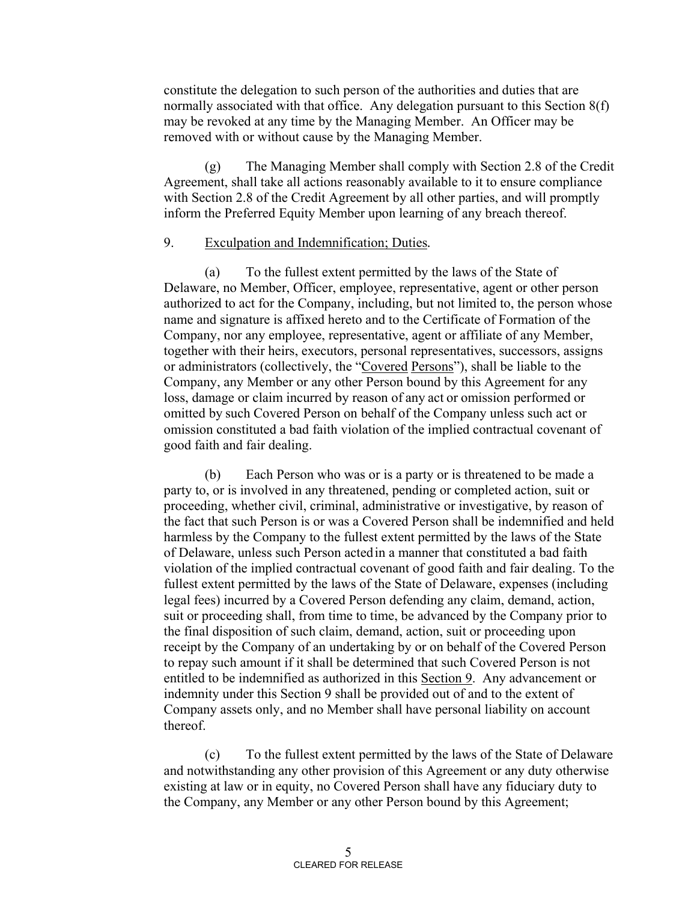constitute the delegation to such person of the authorities and duties that are normally associated with that office. Any delegation pursuant to this Section 8(f) may be revoked at any time by the Managing Member. An Officer may be removed with or without cause by the Managing Member.

(g) The Managing Member shall comply with Section 2.8 of the Credit Agreement, shall take all actions reasonably available to it to ensure compliance with Section 2.8 of the Credit Agreement by all other parties, and will promptly inform the Preferred Equity Member upon learning of any breach thereof.

9. Exculpation and Indemnification; Duties.

(a) To the fullest extent permitted by the laws of the State of Delaware, no Member, Officer, employee, representative, agent or other person authorized to act for the Company, including, but not limited to, the person whose name and signature is affixed hereto and to the Certificate of Formation of the Company, nor any employee, representative, agent or affiliate of any Member, together with their heirs, executors, personal representatives, successors, assigns or administrators (collectively, the "Covered Persons"), shall be liable to the Company, any Member or any other Person bound by this Agreement for any loss, damage or claim incurred by reason of any act or omission performed or omitted by such Covered Person on behalf of the Company unless such act or omission constituted a bad faith violation of the implied contractual covenant of good faith and fair dealing.

(b) Each Person who was or is a party or is threatened to be made a party to, or is involved in any threatened, pending or completed action, suit or proceeding, whether civil, criminal, administrative or investigative, by reason of the fact that such Person is or was a Covered Person shall be indemnified and held harmless by the Company to the fullest extent permitted by the laws of the State of Delaware, unless such Person acted in a manner that constituted a bad faith violation of the implied contractual covenant of good faith and fair dealing. To the fullest extent permitted by the laws of the State of Delaware, expenses (including legal fees) incurred by a Covered Person defending any claim, demand, action, suit or proceeding shall, from time to time, be advanced by the Company prior to the final disposition of such claim, demand, action, suit or proceeding upon receipt by the Company of an undertaking by or on behalf of the Covered Person to repay such amount if it shall be determined that such Covered Person is not entitled to be indemnified as authorized in this Section 9. Any advancement or indemnity under this Section 9 shall be provided out of and to the extent of Company assets only, and no Member shall have personal liability on account thereof.

(c) To the fullest extent permitted by the laws of the State of Delaware and notwithstanding any other provision of this Agreement or any duty otherwise existing at law or in equity, no Covered Person shall have any fiduciary duty to the Company, any Member or any other Person bound by this Agreement;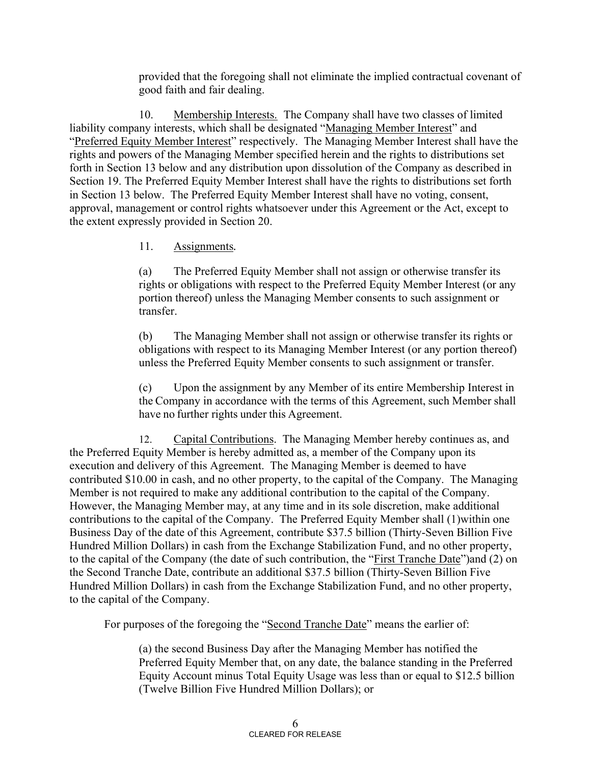provided that the foregoing shall not eliminate the implied contractual covenant of good faith and fair dealing.

10. Membership Interests. The Company shall have two classes of limited liability company interests, which shall be designated "Managing Member Interest" and "Preferred Equity Member Interest" respectively. The Managing Member Interest shall have the rights and powers of the Managing Member specified herein and the rights to distributions set forth in Section 13 below and any distribution upon dissolution of the Company as described in Section 19. The Preferred Equity Member Interest shall have the rights to distributions set forth in Section 13 below. The Preferred Equity Member Interest shall have no voting, consent, approval, management or control rights whatsoever under this Agreement or the Act, except to the extent expressly provided in Section 20.

11. Assignments.

(a) The Preferred Equity Member shall not assign or otherwise transfer its rights or obligations with respect to the Preferred Equity Member Interest (or any portion thereof) unless the Managing Member consents to such assignment or transfer.

(b) The Managing Member shall not assign or otherwise transfer its rights or obligations with respect to its Managing Member Interest (or any portion thereof) unless the Preferred Equity Member consents to such assignment or transfer.

(c) Upon the assignment by any Member of its entire Membership Interest in the Company in accordance with the terms of this Agreement, such Member shall have no further rights under this Agreement.

12. Capital Contributions. The Managing Member hereby continues as, and the Preferred Equity Member is hereby admitted as, a member of the Company upon its execution and delivery of this Agreement. The Managing Member is deemed to have contributed $10.00 in cash, and no other property, to the capital of the Company. The Managing Member is not required to make any additional contribution to the capital of the Company. However, the Managing Member may, at any time and in its sole discretion, make additional contributions to the capital of the Company. The Preferred Equity Member shall (1)within one Business Day of the date of this Agreement, contribute $37.5 billion (Thirty-Seven Billion Five Hundred Million Dollars) in cash from the Exchange Stabilization Fund, and no other property, to the capital of the Company (the date of such contribution, the "First Tranche Date")and (2) on the Second Tranche Date, contribute an additional $37.5 billion (Thirty-Seven Billion Five Hundred Million Dollars) in cash from the Exchange Stabilization Fund, and no other property, to the capital of the Company.

For purposes of the foregoing the "Second Tranche Date" means the earlier of:

(a) the second Business Day after the Managing Member has notified the Preferred Equity Member that, on any date, the balance standing in the Preferred Equity Account minus Total Equity Usage was less than or equal to $12.5 billion (Twelve Billion Five Hundred Million Dollars); or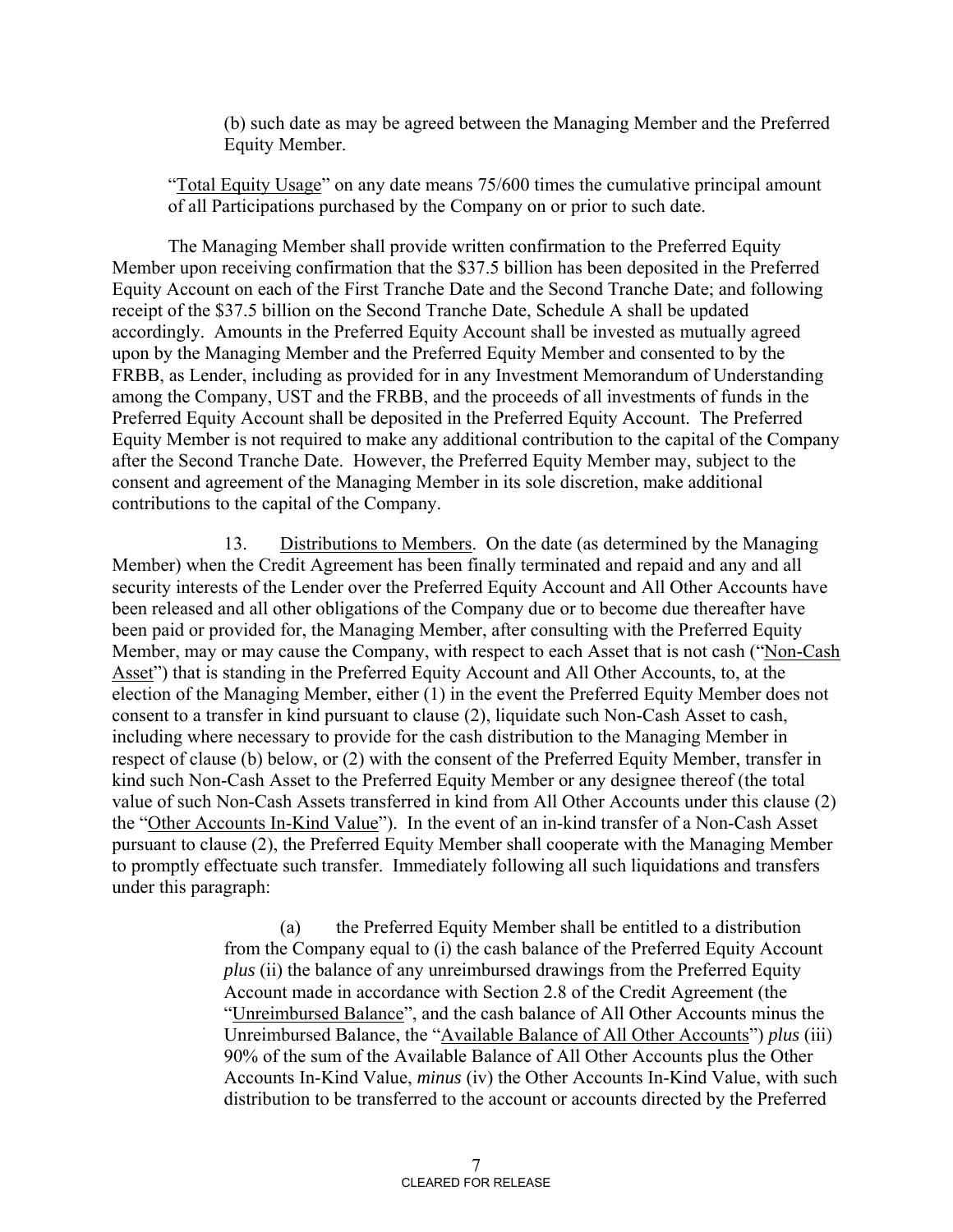(b) such date as may be agreed between the Managing Member and the Preferred Equity Member.

"<u>Total Equity Usage</u>" on any date means 75/600 times the cumulative principal amount of all Participations purchased by the Company on or prior to such date.

The Managing Member shall provide written confirmation to the Preferred Equity Member upon receiving confirmation that the $37.5 billion has been deposited in the Preferred Equity Account on each of the First Tranche Date and the Second Tranche Date; and following receipt of the $37.5 billion on the Second Tranche Date, Schedule A shall be updated accordingly. Amounts in the Preferred Equity Account shall be invested as mutually agreed upon by the Managing Member and the Preferred Equity Member and consented to by the FRBB, as Lender, including as provided for in any Investment Memorandum of Understanding among the Company, UST and the FRBB, and the proceeds of all investments of funds in the Preferred Equity Account shall be deposited in the Preferred Equity Account. The Preferred Equity Member is not required to make any additional contribution to the capital of the Company after the Second Tranche Date. However, the Preferred Equity Member may, subject to the consent and agreement of the Managing Member in its sole discretion, make additional contributions to the capital of the Company.

13. <u>Distributions to Members</u>. On the date (as determined by the Managing Member) when the Credit Agreement has been finally terminated and repaid and any and all security interests of the Lender over the Preferred Equity Account and All Other Accounts have been released and all other obligations of the Company due or to become due thereafter have been paid or provided for, the Managing Member, after consulting with the Preferred Equity Member, may or may cause the Company, with respect to each Asset that is not cash ("<u>Non-Cash Asset</u>") that is standing in the Preferred Equity Account and All Other Accounts, to, at the election of the Managing Member, either (1) in the event the Preferred Equity Member does not consent to a transfer in kind pursuant to clause (2), liquidate such Non-Cash Asset to cash, including where necessary to provide for the cash distribution to the Managing Member in respect of clause (b) below, or (2) with the consent of the Preferred Equity Member, transfer in kind such Non-Cash Asset to the Preferred Equity Member or any designee thereof (the total value of such Non-Cash Assets transferred in kind from All Other Accounts under this clause (2) the "<u>Other Accounts In-Kind Value</u>"). In the event of an in-kind transfer of a Non-Cash Asset pursuant to clause (2), the Preferred Equity Member shall cooperate with the Managing Member to promptly effectuate such transfer. Immediately following all such liquidations and transfers under this paragraph:

(a) the Preferred Equity Member shall be entitled to a distribution from the Company equal to (i) the cash balance of the Preferred Equity Account *plus* (ii) the balance of any unreimbursed drawings from the Preferred Equity Account made in accordance with Section 2.8 of the Credit Agreement (the "<u>Unreimbursed Balance</u>", and the cash balance of All Other Accounts minus the Unreimbursed Balance, the "<u>Available Balance of All Other Accounts</u>") *plus* (iii) 90% of the sum of the Available Balance of All Other Accounts plus the Other Accounts In-Kind Value, *minus* (iv) the Other Accounts In-Kind Value, with such distribution to be transferred to the account or accounts directed by the Preferred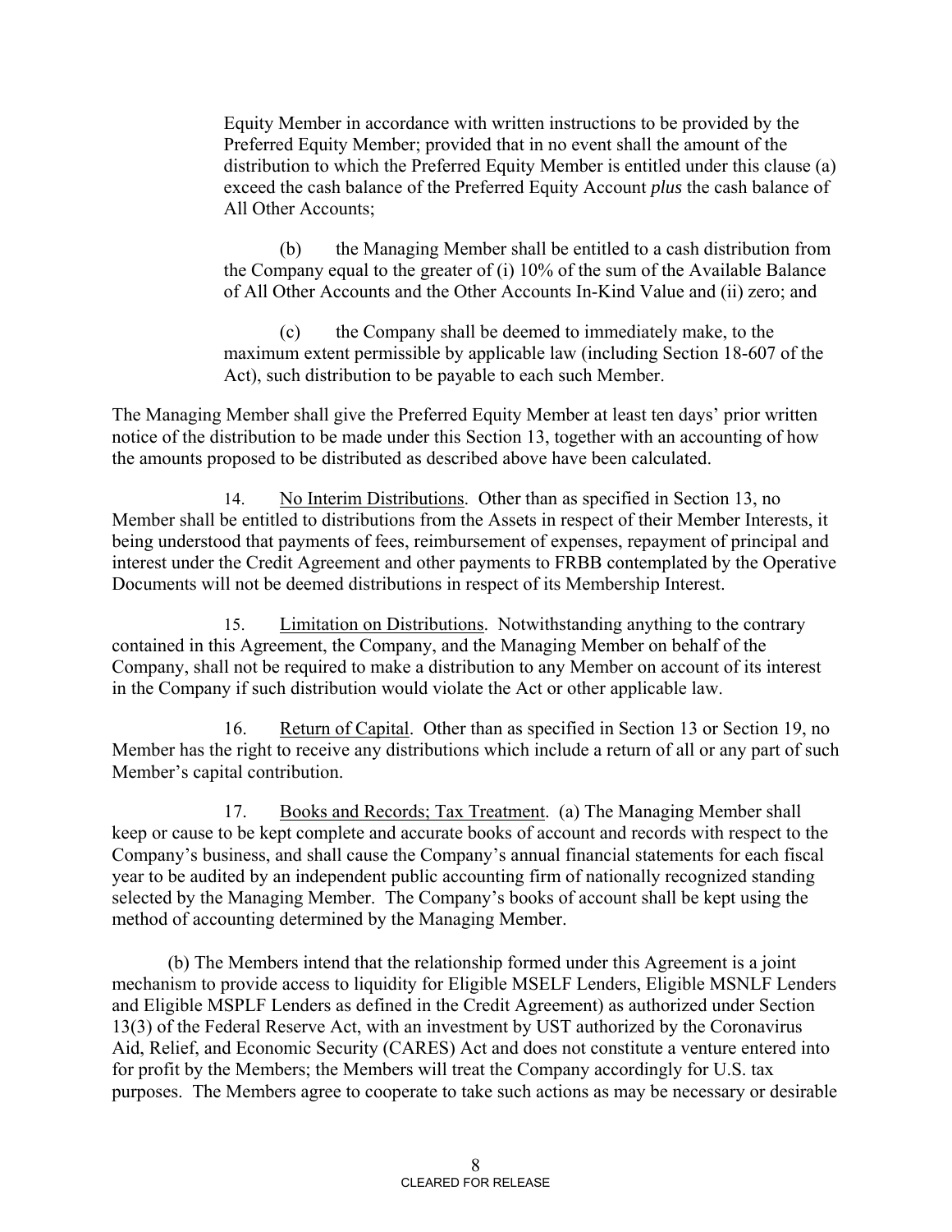Equity Member in accordance with written instructions to be provided by the Preferred Equity Member; provided that in no event shall the amount of the distribution to which the Preferred Equity Member is entitled under this clause (a) exceed the cash balance of the Preferred Equity Account *plus* the cash balance of All Other Accounts;

(b) the Managing Member shall be entitled to a cash distribution from the Company equal to the greater of (i) 10% of the sum of the Available Balance of All Other Accounts and the Other Accounts In-Kind Value and (ii) zero; and

(c) the Company shall be deemed to immediately make, to the maximum extent permissible by applicable law (including Section 18-607 of the Act), such distribution to be payable to each such Member.

The Managing Member shall give the Preferred Equity Member at least ten days' prior written notice of the distribution to be made under this Section 13, together with an accounting of how the amounts proposed to be distributed as described above have been calculated.

14. No Interim Distributions. Other than as specified in Section 13, no Member shall be entitled to distributions from the Assets in respect of their Member Interests, it being understood that payments of fees, reimbursement of expenses, repayment of principal and interest under the Credit Agreement and other payments to FRBB contemplated by the Operative Documents will not be deemed distributions in respect of its Membership Interest.

15. Limitation on Distributions. Notwithstanding anything to the contrary contained in this Agreement, the Company, and the Managing Member on behalf of the Company, shall not be required to make a distribution to any Member on account of its interest in the Company if such distribution would violate the Act or other applicable law.

16. Return of Capital. Other than as specified in Section 13 or Section 19, no Member has the right to receive any distributions which include a return of all or any part of such Member's capital contribution.

17. Books and Records; Tax Treatment. (a) The Managing Member shall keep or cause to be kept complete and accurate books of account and records with respect to the Company's business, and shall cause the Company's annual financial statements for each fiscal year to be audited by an independent public accounting firm of nationally recognized standing selected by the Managing Member. The Company's books of account shall be kept using the method of accounting determined by the Managing Member.

(b) The Members intend that the relationship formed under this Agreement is a joint mechanism to provide access to liquidity for Eligible MSELF Lenders, Eligible MSNLF Lenders and Eligible MSPLF Lenders as defined in the Credit Agreement) as authorized under Section 13(3) of the Federal Reserve Act, with an investment by UST authorized by the Coronavirus Aid, Relief, and Economic Security (CARES) Act and does not constitute a venture entered into for profit by the Members; the Members will treat the Company accordingly for U.S. tax purposes. The Members agree to cooperate to take such actions as may be necessary or desirable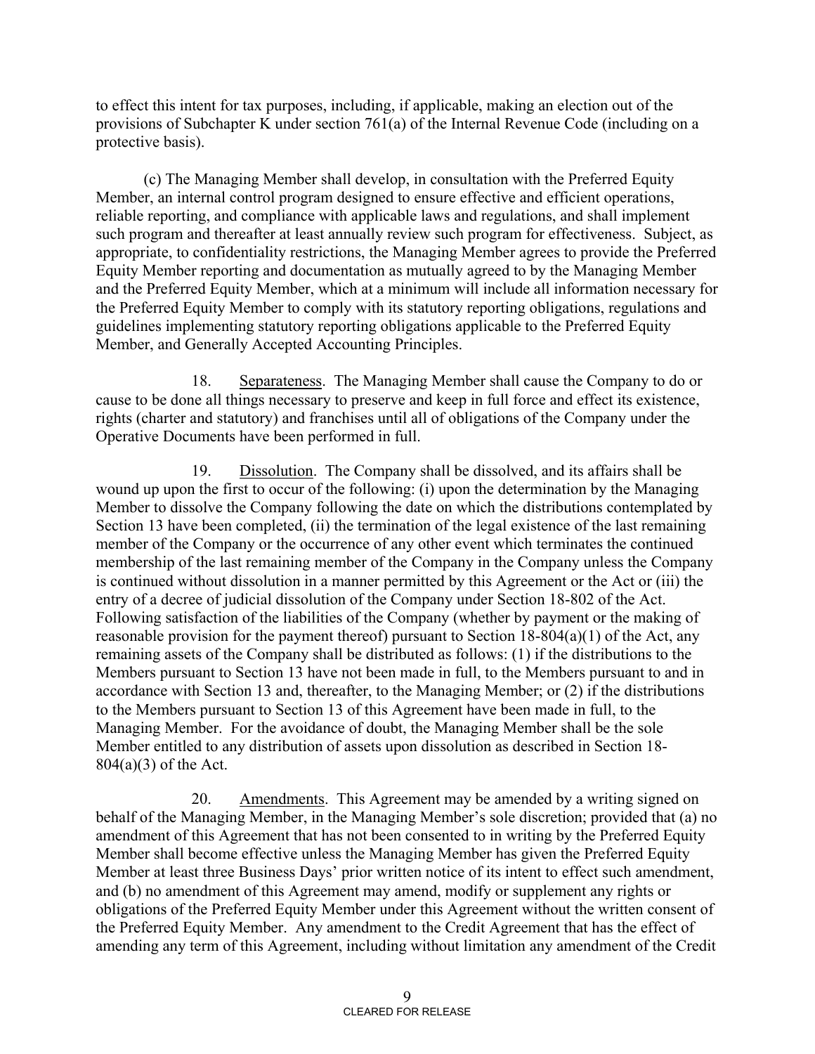to effect this intent for tax purposes, including, if applicable, making an election out of the provisions of Subchapter K under section 761(a) of the Internal Revenue Code (including on a protective basis).

(c) The Managing Member shall develop, in consultation with the Preferred Equity Member, an internal control program designed to ensure effective and efficient operations, reliable reporting, and compliance with applicable laws and regulations, and shall implement such program and thereafter at least annually review such program for effectiveness. Subject, as appropriate, to confidentiality restrictions, the Managing Member agrees to provide the Preferred Equity Member reporting and documentation as mutually agreed to by the Managing Member and the Preferred Equity Member, which at a minimum will include all information necessary for the Preferred Equity Member to comply with its statutory reporting obligations, regulations and guidelines implementing statutory reporting obligations applicable to the Preferred Equity Member, and Generally Accepted Accounting Principles.

18. Separateness. The Managing Member shall cause the Company to do or cause to be done all things necessary to preserve and keep in full force and effect its existence, rights (charter and statutory) and franchises until all of obligations of the Company under the Operative Documents have been performed in full.

19. Dissolution. The Company shall be dissolved, and its affairs shall be wound up upon the first to occur of the following: (i) upon the determination by the Managing Member to dissolve the Company following the date on which the distributions contemplated by Section 13 have been completed, (ii) the termination of the legal existence of the last remaining member of the Company or the occurrence of any other event which terminates the continued membership of the last remaining member of the Company in the Company unless the Company is continued without dissolution in a manner permitted by this Agreement or the Act or (iii) the entry of a decree of judicial dissolution of the Company under Section 18-802 of the Act. Following satisfaction of the liabilities of the Company (whether by payment or the making of reasonable provision for the payment thereof) pursuant to Section 18-804(a)(1) of the Act, any remaining assets of the Company shall be distributed as follows: (1) if the distributions to the Members pursuant to Section 13 have not been made in full, to the Members pursuant to and in accordance with Section 13 and, thereafter, to the Managing Member; or (2) if the distributions to the Members pursuant to Section 13 of this Agreement have been made in full, to the Managing Member. For the avoidance of doubt, the Managing Member shall be the sole Member entitled to any distribution of assets upon dissolution as described in Section 18-804(a)(3) of the Act.

20. Amendments. This Agreement may be amended by a writing signed on behalf of the Managing Member, in the Managing Member's sole discretion; provided that (a) no amendment of this Agreement that has not been consented to in writing by the Preferred Equity Member shall become effective unless the Managing Member has given the Preferred Equity Member at least three Business Days' prior written notice of its intent to effect such amendment, and (b) no amendment of this Agreement may amend, modify or supplement any rights or obligations of the Preferred Equity Member under this Agreement without the written consent of the Preferred Equity Member. Any amendment to the Credit Agreement that has the effect of amending any term of this Agreement, including without limitation any amendment of the Credit

CLEARED FOR RELEASE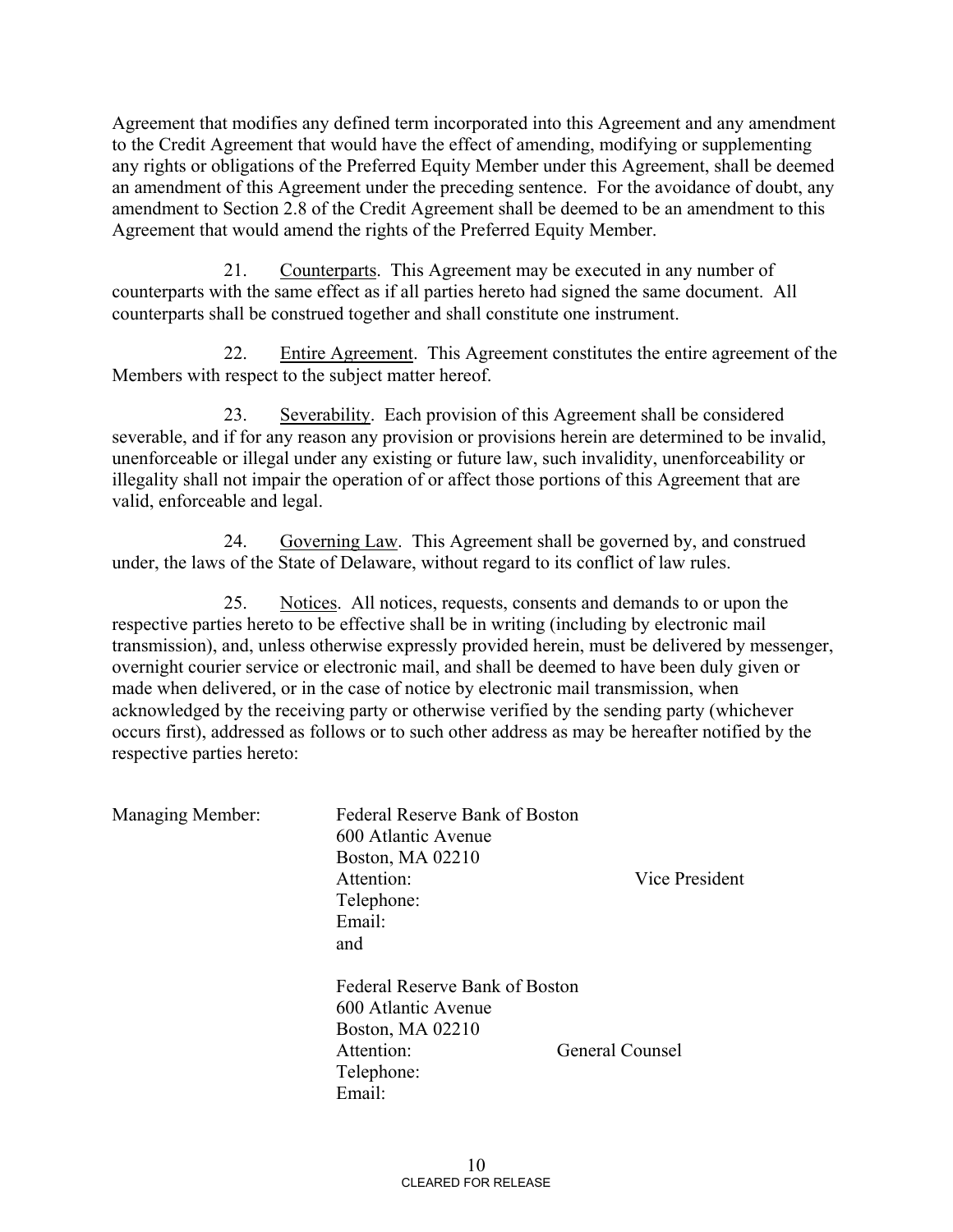Agreement that modifies any defined term incorporated into this Agreement and any amendment to the Credit Agreement that would have the effect of amending, modifying or supplementing any rights or obligations of the Preferred Equity Member under this Agreement, shall be deemed an amendment of this Agreement under the preceding sentence. For the avoidance of doubt, any amendment to Section 2.8 of the Credit Agreement shall be deemed to be an amendment to this Agreement that would amend the rights of the Preferred Equity Member.

21. Counterparts. This Agreement may be executed in any number of counterparts with the same effect as if all parties hereto had signed the same document. All counterparts shall be construed together and shall constitute one instrument.

22. Entire Agreement. This Agreement constitutes the entire agreement of the Members with respect to the subject matter hereof.

23. Severability. Each provision of this Agreement shall be considered severable, and if for any reason any provision or provisions herein are determined to be invalid, unenforceable or illegal under any existing or future law, such invalidity, unenforceability or illegality shall not impair the operation of or affect those portions of this Agreement that are valid, enforceable and legal.

24. Governing Law. This Agreement shall be governed by, and construed under, the laws of the State of Delaware, without regard to its conflict of law rules.

25. Notices. All notices, requests, consents and demands to or upon the respective parties hereto to be effective shall be in writing (including by electronic mail transmission), and, unless otherwise expressly provided herein, must be delivered by messenger, overnight courier service or electronic mail, and shall be deemed to have been duly given or made when delivered, or in the case of notice by electronic mail transmission, when acknowledged by the receiving party or otherwise verified by the sending party (whichever occurs first), addressed as follows or to such other address as may be hereafter notified by the respective parties hereto:

Managing Member:

Federal Reserve Bank of Boston
600 Atlantic Avenue
Boston, MA 02210
Attention: Vice President
Telephone:
Email:
and

Federal Reserve Bank of Boston
600 Atlantic Avenue
Boston, MA 02210
Attention: General Counsel
Telephone:
Email:

CLEARED FOR RELEASE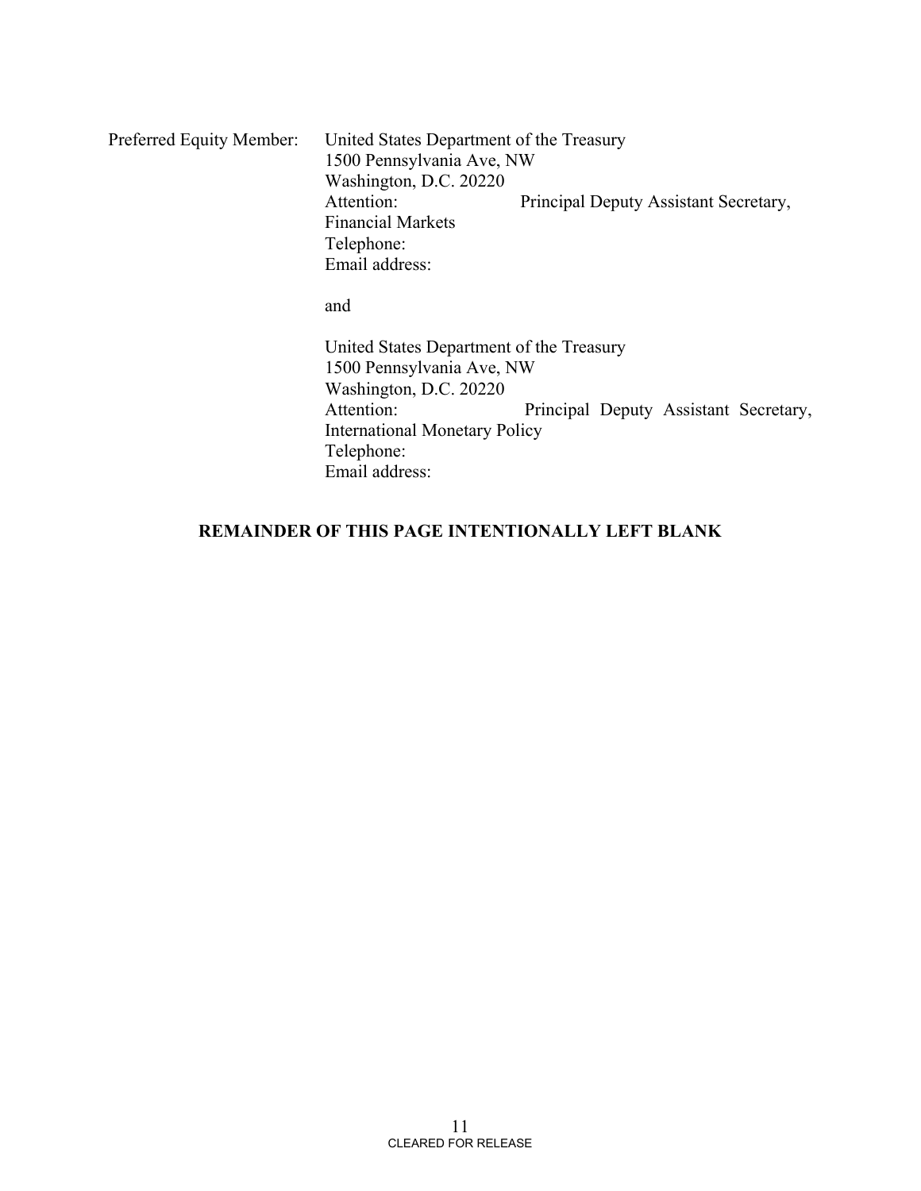Preferred Equity Member: United States Department of the Treasury
1500 Pennsylvania Ave, NW
Washington, D.C. 20220
Attention: Principal Deputy Assistant Secretary, Financial Markets
Telephone:
Email address:

and

United States Department of the Treasury
1500 Pennsylvania Ave, NW
Washington, D.C. 20220
Attention: Principal Deputy Assistant Secretary, International Monetary Policy
Telephone:
Email address:

**REMAINDER OF THIS PAGE INTENTIONALLY LEFT BLANK**

CLEARED FOR RELEASE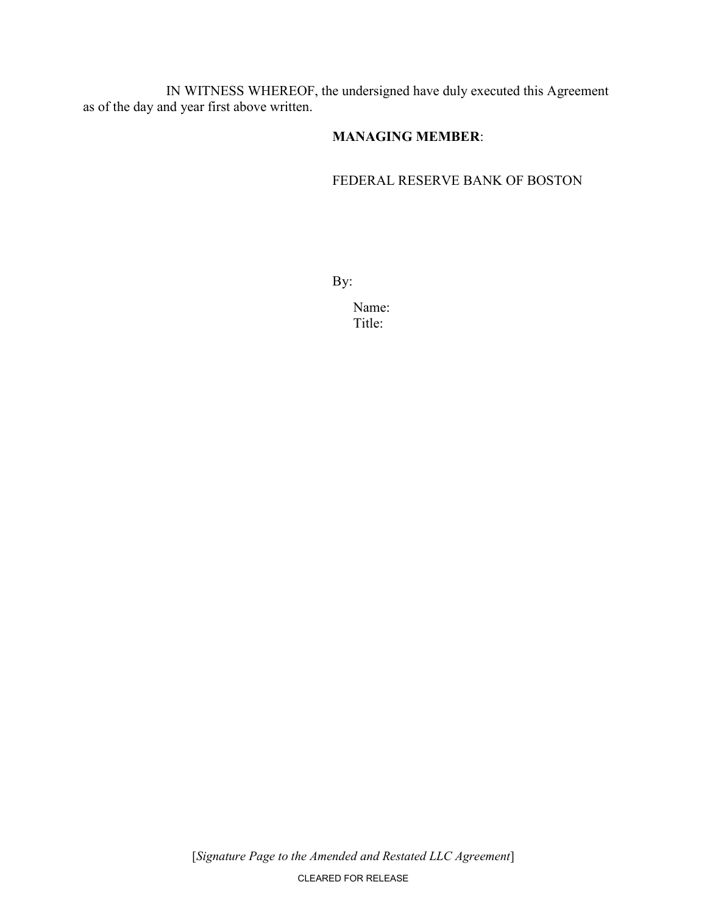IN WITNESS WHEREOF, the undersigned have duly executed this Agreement as of the day and year first above written.

**MANAGING MEMBER**:

FEDERAL RESERVE BANK OF BOSTON

By:

Name:
Title:

[*Signature Page to the Amended and Restated LLC Agreement*]

CLEARED FOR RELEASE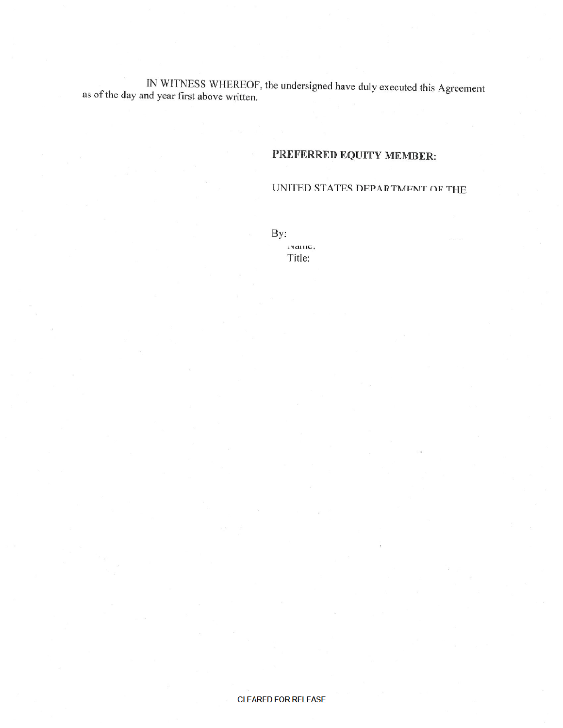IN WITNESS WHEREOF, the undersigned have duly executed this Agreement as of the day and year first above written.

**PREFERRED EQUITY MEMBER:**

UNITED STATES DEPARTMENT OF THE

By:
Name:
Title:

CLEARED FOR RELEASE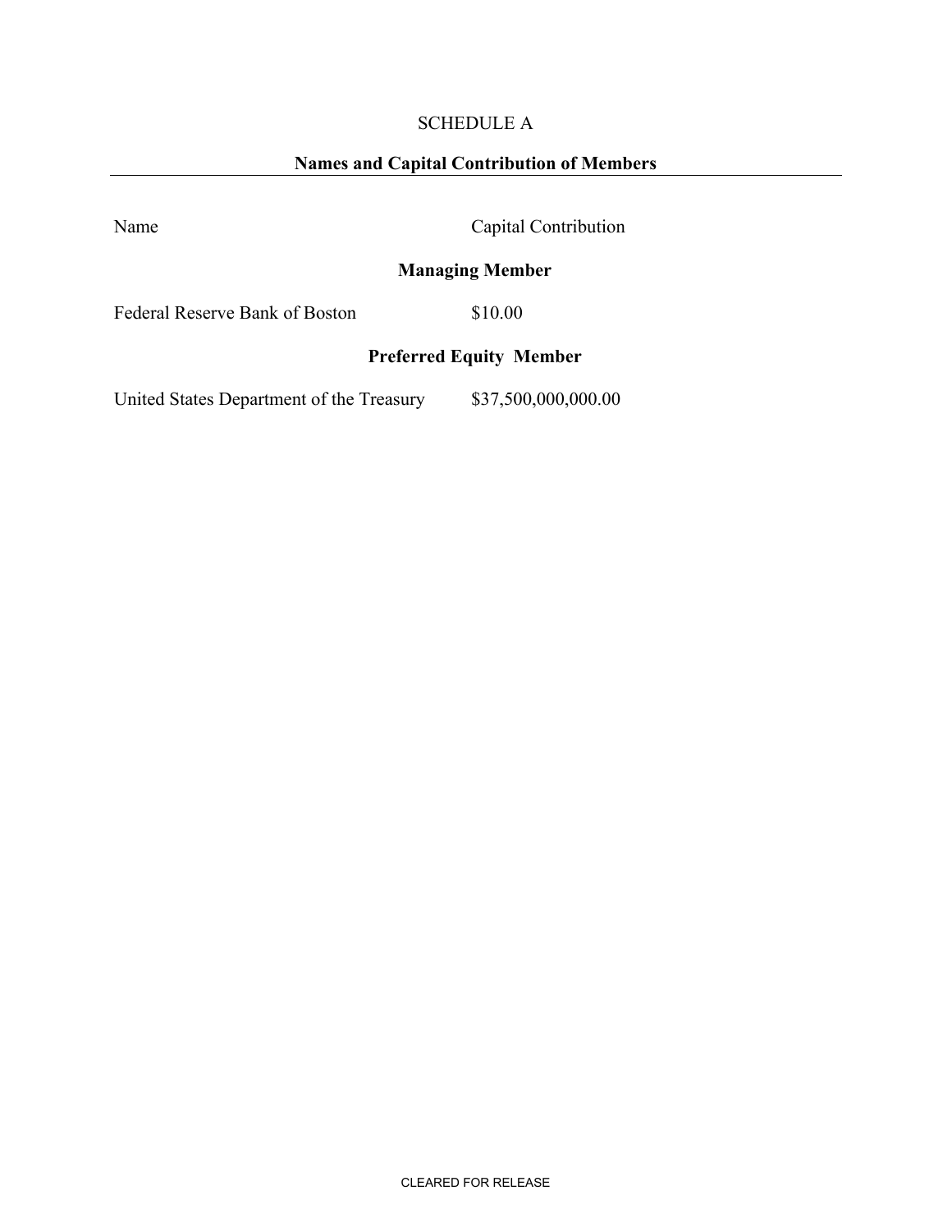SCHEDULE A

## Names and Capital Contribution of Members

| Name | Capital Contribution |
|---|---|
| **Managing Member** | |
| Federal Reserve Bank of Boston | $10.00 |
| **Preferred Equity Member** | |
| United States Department of the Treasury | $37,500,000,000.00 |

CLEARED FOR RELEASE